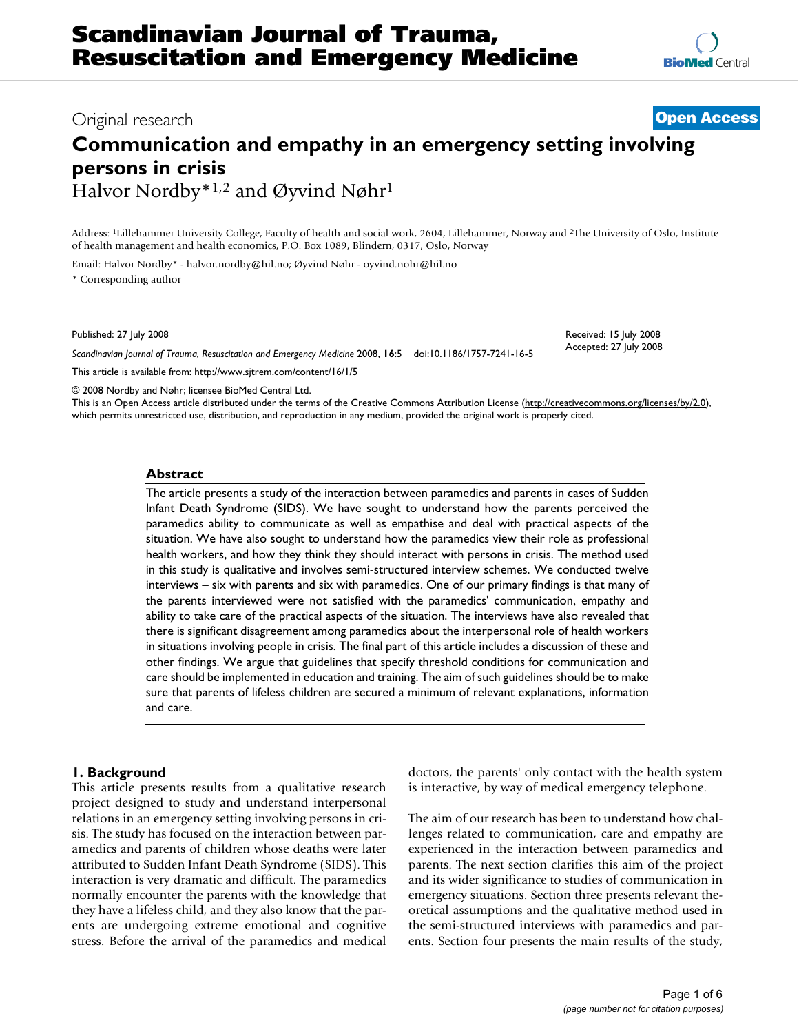Original research

**Open Access**

# Communication and empathy in an emergency setting involving persons in crisis

Halvor Nordby*[1,2] and Øyvind Nøhr[1]

Address: [1]Lillehammer University College, Faculty of health and social work, 2604, Lillehammer, Norway and [2]The University of Oslo, Institute of health management and health economics, P.O. Box 1089, Blindern, 0317, Oslo, Norway

Email: Halvor Nordby* - halvor.nordby@hil.no; Øyvind Nøhr - oyvind.nohr@hil.no

* Corresponding author

Published: 27 July 2008

Received: 15 July 2008
Accepted: 27 July 2008

*Scandinavian Journal of Trauma, Resuscitation and Emergency Medicine* 2008, **16**:5 doi:10.1186/1757-7241-16-5

This article is available from: http://www.sjtrem.com/content/16/1/5

© 2008 Nordby and Nøhr; licensee BioMed Central Ltd.
This is an Open Access article distributed under the terms of the Creative Commons Attribution License (http://creativecommons.org/licenses/by/2.0), which permits unrestricted use, distribution, and reproduction in any medium, provided the original work is properly cited.

## Abstract

The article presents a study of the interaction between paramedics and parents in cases of Sudden Infant Death Syndrome (SIDS). We have sought to understand how the parents perceived the paramedics ability to communicate as well as empathise and deal with practical aspects of the situation. We have also sought to understand how the paramedics view their role as professional health workers, and how they think they should interact with persons in crisis. The method used in this study is qualitative and involves semi-structured interview schemes. We conducted twelve interviews – six with parents and six with paramedics. One of our primary findings is that many of the parents interviewed were not satisfied with the paramedics' communication, empathy and ability to take care of the practical aspects of the situation. The interviews have also revealed that there is significant disagreement among paramedics about the interpersonal role of health workers in situations involving people in crisis. The final part of this article includes a discussion of these and other findings. We argue that guidelines that specify threshold conditions for communication and care should be implemented in education and training. The aim of such guidelines should be to make sure that parents of lifeless children are secured a minimum of relevant explanations, information and care.

## 1. Background

This article presents results from a qualitative research project designed to study and understand interpersonal relations in an emergency setting involving persons in crisis. The study has focused on the interaction between paramedics and parents of children whose deaths were later attributed to Sudden Infant Death Syndrome (SIDS). This interaction is very dramatic and difficult. The paramedics normally encounter the parents with the knowledge that they have a lifeless child, and they also know that the parents are undergoing extreme emotional and cognitive stress. Before the arrival of the paramedics and medical doctors, the parents' only contact with the health system is interactive, by way of medical emergency telephone.

The aim of our research has been to understand how challenges related to communication, care and empathy are experienced in the interaction between paramedics and parents. The next section clarifies this aim of the project and its wider significance to studies of communication in emergency situations. Section three presents relevant theoretical assumptions and the qualitative method used in the semi-structured interviews with paramedics and parents. Section four presents the main results of the study,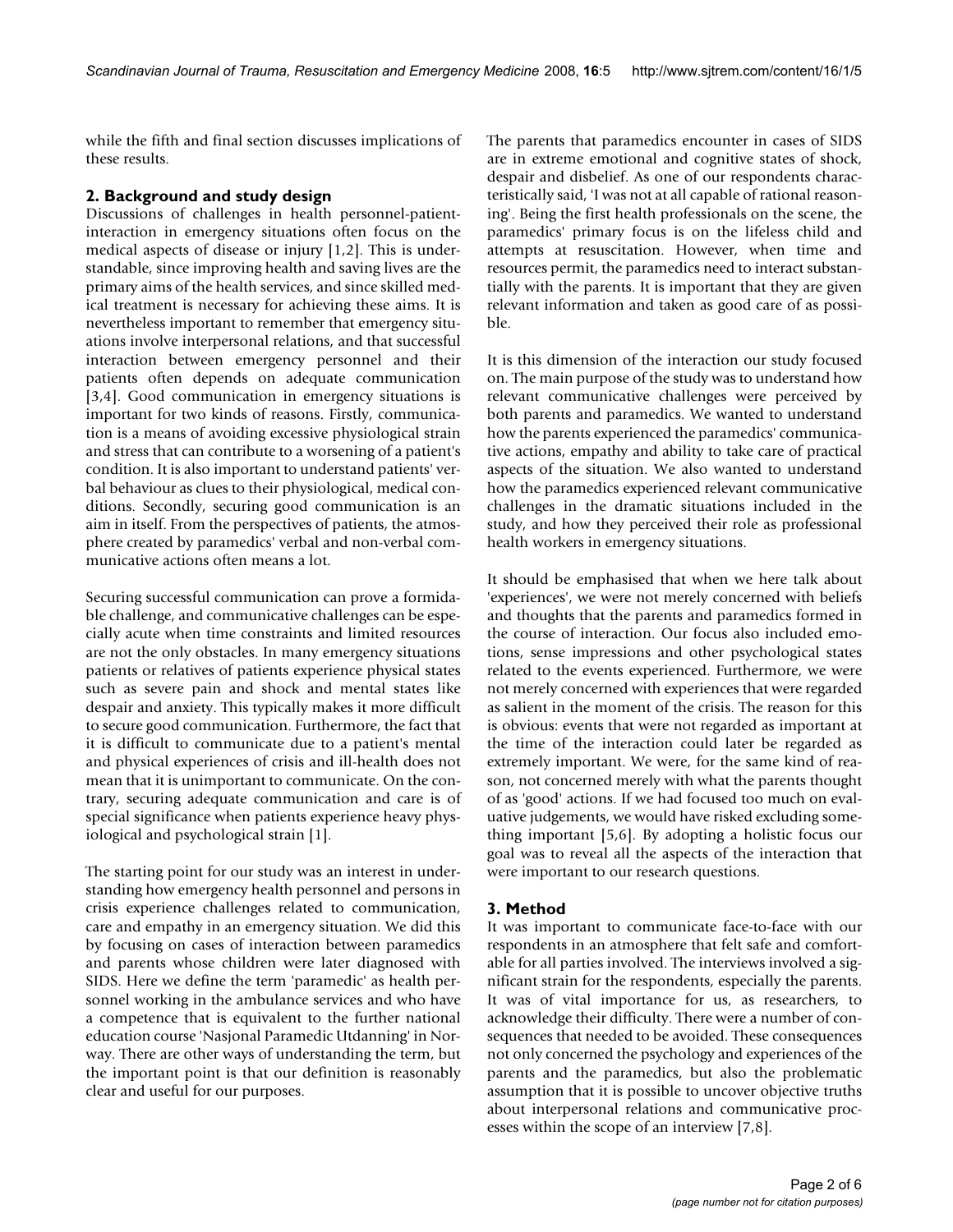while the fifth and final section discusses implications of these results.

## 2. Background and study design

Discussions of challenges in health personnel-patient-interaction in emergency situations often focus on the medical aspects of disease or injury [1,2]. This is understandable, since improving health and saving lives are the primary aims of the health services, and since skilled medical treatment is necessary for achieving these aims. It is nevertheless important to remember that emergency situations involve interpersonal relations, and that successful interaction between emergency personnel and their patients often depends on adequate communication [3,4]. Good communication in emergency situations is important for two kinds of reasons. Firstly, communication is a means of avoiding excessive physiological strain and stress that can contribute to a worsening of a patient's condition. It is also important to understand patients' verbal behaviour as clues to their physiological, medical conditions. Secondly, securing good communication is an aim in itself. From the perspectives of patients, the atmosphere created by paramedics' verbal and non-verbal communicative actions often means a lot.

Securing successful communication can prove a formidable challenge, and communicative challenges can be especially acute when time constraints and limited resources are not the only obstacles. In many emergency situations patients or relatives of patients experience physical states such as severe pain and shock and mental states like despair and anxiety. This typically makes it more difficult to secure good communication. Furthermore, the fact that it is difficult to communicate due to a patient's mental and physical experiences of crisis and ill-health does not mean that it is unimportant to communicate. On the contrary, securing adequate communication and care is of special significance when patients experience heavy physiological and psychological strain [1].

The starting point for our study was an interest in understanding how emergency health personnel and persons in crisis experience challenges related to communication, care and empathy in an emergency situation. We did this by focusing on cases of interaction between paramedics and parents whose children were later diagnosed with SIDS. Here we define the term 'paramedic' as health personnel working in the ambulance services and who have a competence that is equivalent to the further national education course 'Nasjonal Paramedic Utdanning' in Norway. There are other ways of understanding the term, but the important point is that our definition is reasonably clear and useful for our purposes.

The parents that paramedics encounter in cases of SIDS are in extreme emotional and cognitive states of shock, despair and disbelief. As one of our respondents characteristically said, 'I was not at all capable of rational reasoning'. Being the first health professionals on the scene, the paramedics' primary focus is on the lifeless child and attempts at resuscitation. However, when time and resources permit, the paramedics need to interact substantially with the parents. It is important that they are given relevant information and taken as good care of as possible.

It is this dimension of the interaction our study focused on. The main purpose of the study was to understand how relevant communicative challenges were perceived by both parents and paramedics. We wanted to understand how the parents experienced the paramedics' communicative actions, empathy and ability to take care of practical aspects of the situation. We also wanted to understand how the paramedics experienced relevant communicative challenges in the dramatic situations included in the study, and how they perceived their role as professional health workers in emergency situations.

It should be emphasised that when we here talk about 'experiences', we were not merely concerned with beliefs and thoughts that the parents and paramedics formed in the course of interaction. Our focus also included emotions, sense impressions and other psychological states related to the events experienced. Furthermore, we were not merely concerned with experiences that were regarded as salient in the moment of the crisis. The reason for this is obvious: events that were not regarded as important at the time of the interaction could later be regarded as extremely important. We were, for the same kind of reason, not concerned merely with what the parents thought of as 'good' actions. If we had focused too much on evaluative judgements, we would have risked excluding something important [5,6]. By adopting a holistic focus our goal was to reveal all the aspects of the interaction that were important to our research questions.

## 3. Method

It was important to communicate face-to-face with our respondents in an atmosphere that felt safe and comfortable for all parties involved. The interviews involved a significant strain for the respondents, especially the parents. It was of vital importance for us, as researchers, to acknowledge their difficulty. There were a number of consequences that needed to be avoided. These consequences not only concerned the psychology and experiences of the parents and the paramedics, but also the problematic assumption that it is possible to uncover objective truths about interpersonal relations and communicative processes within the scope of an interview [7,8].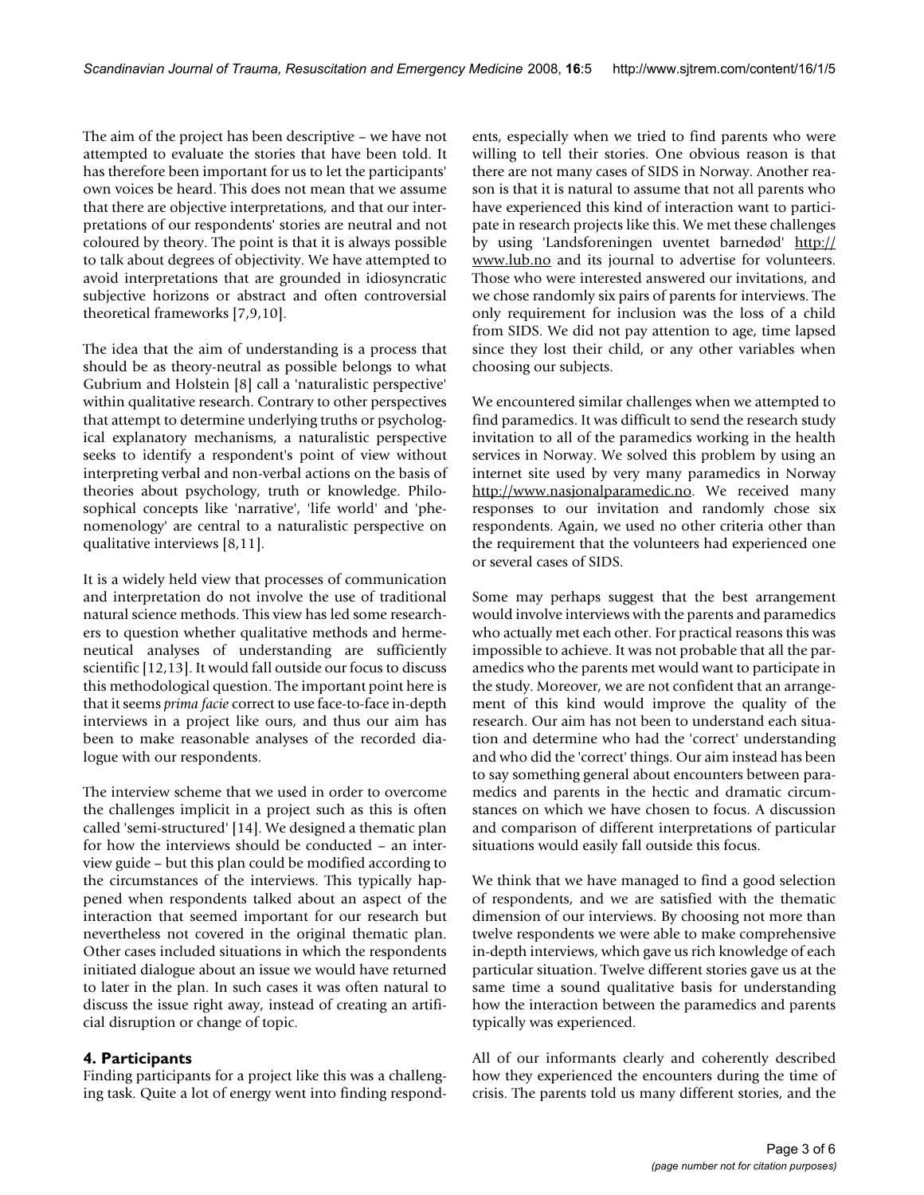The aim of the project has been descriptive – we have not attempted to evaluate the stories that have been told. It has therefore been important for us to let the participants' own voices be heard. This does not mean that we assume that there are objective interpretations, and that our interpretations of our respondents' stories are neutral and not coloured by theory. The point is that it is always possible to talk about degrees of objectivity. We have attempted to avoid interpretations that are grounded in idiosyncratic subjective horizons or abstract and often controversial theoretical frameworks [7,9,10].

The idea that the aim of understanding is a process that should be as theory-neutral as possible belongs to what Gubrium and Holstein [8] call a 'naturalistic perspective' within qualitative research. Contrary to other perspectives that attempt to determine underlying truths or psychological explanatory mechanisms, a naturalistic perspective seeks to identify a respondent's point of view without interpreting verbal and non-verbal actions on the basis of theories about psychology, truth or knowledge. Philosophical concepts like 'narrative', 'life world' and 'phenomenology' are central to a naturalistic perspective on qualitative interviews [8,11].

It is a widely held view that processes of communication and interpretation do not involve the use of traditional natural science methods. This view has led some researchers to question whether qualitative methods and hermeneutical analyses of understanding are sufficiently scientific [12,13]. It would fall outside our focus to discuss this methodological question. The important point here is that it seems *prima facie* correct to use face-to-face in-depth interviews in a project like ours, and thus our aim has been to make reasonable analyses of the recorded dialogue with our respondents.

The interview scheme that we used in order to overcome the challenges implicit in a project such as this is often called 'semi-structured' [14]. We designed a thematic plan for how the interviews should be conducted – an interview guide – but this plan could be modified according to the circumstances of the interviews. This typically happened when respondents talked about an aspect of the interaction that seemed important for our research but nevertheless not covered in the original thematic plan. Other cases included situations in which the respondents initiated dialogue about an issue we would have returned to later in the plan. In such cases it was often natural to discuss the issue right away, instead of creating an artificial disruption or change of topic.

## 4. Participants

Finding participants for a project like this was a challenging task. Quite a lot of energy went into finding respondents, especially when we tried to find parents who were willing to tell their stories. One obvious reason is that there are not many cases of SIDS in Norway. Another reason is that it is natural to assume that not all parents who have experienced this kind of interaction want to participate in research projects like this. We met these challenges by using 'Landsforeningen uventet barnedød' http://www.lub.no and its journal to advertise for volunteers. Those who were interested answered our invitations, and we chose randomly six pairs of parents for interviews. The only requirement for inclusion was the loss of a child from SIDS. We did not pay attention to age, time lapsed since they lost their child, or any other variables when choosing our subjects.

We encountered similar challenges when we attempted to find paramedics. It was difficult to send the research study invitation to all of the paramedics working in the health services in Norway. We solved this problem by using an internet site used by very many paramedics in Norway http://www.nasjonalparamedic.no. We received many responses to our invitation and randomly chose six respondents. Again, we used no other criteria other than the requirement that the volunteers had experienced one or several cases of SIDS.

Some may perhaps suggest that the best arrangement would involve interviews with the parents and paramedics who actually met each other. For practical reasons this was impossible to achieve. It was not probable that all the paramedics who the parents met would want to participate in the study. Moreover, we are not confident that an arrangement of this kind would improve the quality of the research. Our aim has not been to understand each situation and determine who had the 'correct' understanding and who did the 'correct' things. Our aim instead has been to say something general about encounters between paramedics and parents in the hectic and dramatic circumstances on which we have chosen to focus. A discussion and comparison of different interpretations of particular situations would easily fall outside this focus.

We think that we have managed to find a good selection of respondents, and we are satisfied with the thematic dimension of our interviews. By choosing not more than twelve respondents we were able to make comprehensive in-depth interviews, which gave us rich knowledge of each particular situation. Twelve different stories gave us at the same time a sound qualitative basis for understanding how the interaction between the paramedics and parents typically was experienced.

All of our informants clearly and coherently described how they experienced the encounters during the time of crisis. The parents told us many different stories, and the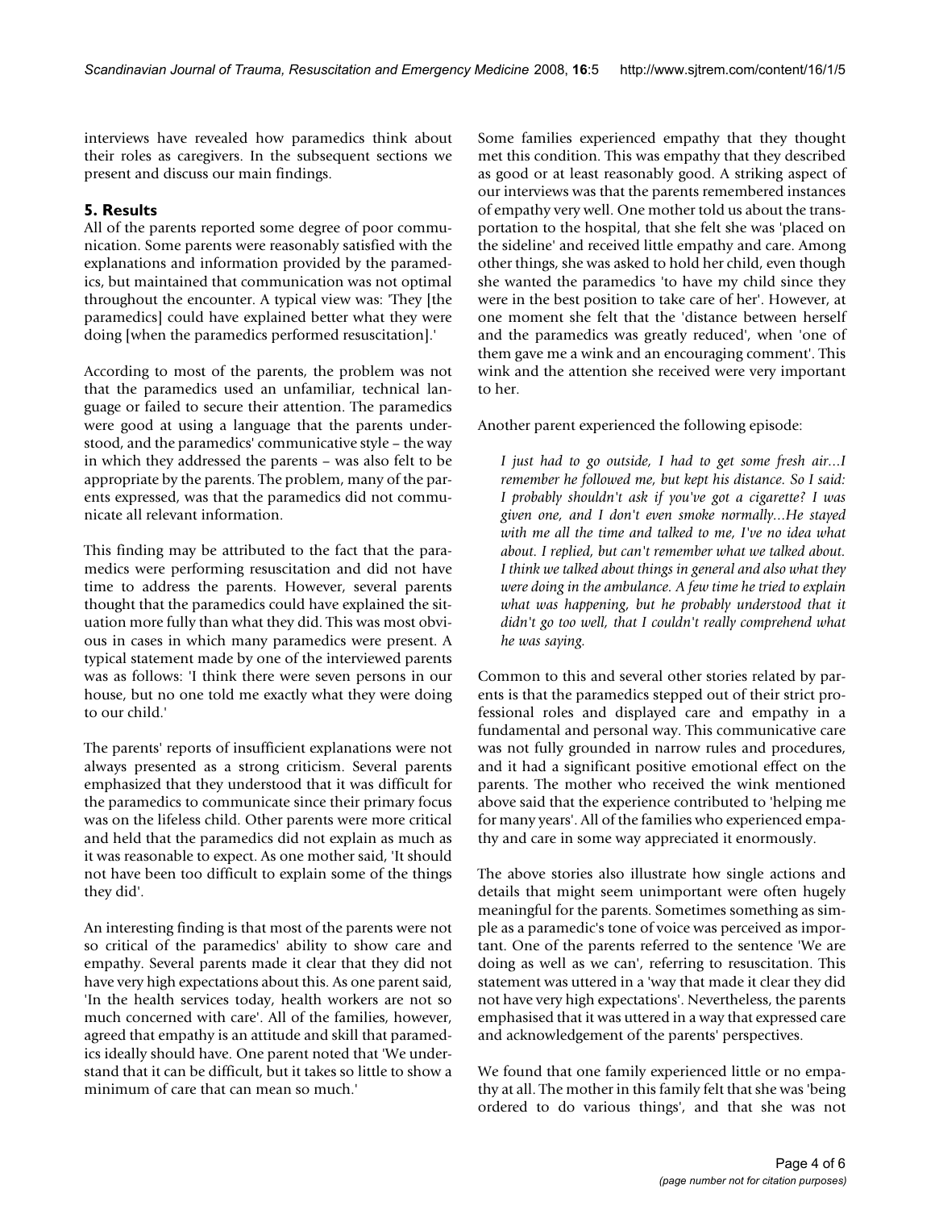interviews have revealed how paramedics think about their roles as caregivers. In the subsequent sections we present and discuss our main findings.

## 5. Results

All of the parents reported some degree of poor communication. Some parents were reasonably satisfied with the explanations and information provided by the paramedics, but maintained that communication was not optimal throughout the encounter. A typical view was: 'They [the paramedics] could have explained better what they were doing [when the paramedics performed resuscitation].'

According to most of the parents, the problem was not that the paramedics used an unfamiliar, technical language or failed to secure their attention. The paramedics were good at using a language that the parents understood, and the paramedics' communicative style – the way in which they addressed the parents – was also felt to be appropriate by the parents. The problem, many of the parents expressed, was that the paramedics did not communicate all relevant information.

This finding may be attributed to the fact that the paramedics were performing resuscitation and did not have time to address the parents. However, several parents thought that the paramedics could have explained the situation more fully than what they did. This was most obvious in cases in which many paramedics were present. A typical statement made by one of the interviewed parents was as follows: 'I think there were seven persons in our house, but no one told me exactly what they were doing to our child.'

The parents' reports of insufficient explanations were not always presented as a strong criticism. Several parents emphasized that they understood that it was difficult for the paramedics to communicate since their primary focus was on the lifeless child. Other parents were more critical and held that the paramedics did not explain as much as it was reasonable to expect. As one mother said, 'It should not have been too difficult to explain some of the things they did'.

An interesting finding is that most of the parents were not so critical of the paramedics' ability to show care and empathy. Several parents made it clear that they did not have very high expectations about this. As one parent said, 'In the health services today, health workers are not so much concerned with care'. All of the families, however, agreed that empathy is an attitude and skill that paramedics ideally should have. One parent noted that 'We understand that it can be difficult, but it takes so little to show a minimum of care that can mean so much.'

Some families experienced empathy that they thought met this condition. This was empathy that they described as good or at least reasonably good. A striking aspect of our interviews was that the parents remembered instances of empathy very well. One mother told us about the transportation to the hospital, that she felt she was 'placed on the sideline' and received little empathy and care. Among other things, she was asked to hold her child, even though she wanted the paramedics 'to have my child since they were in the best position to take care of her'. However, at one moment she felt that the 'distance between herself and the paramedics was greatly reduced', when 'one of them gave me a wink and an encouraging comment'. This wink and the attention she received were very important to her.

Another parent experienced the following episode:

> *I just had to go outside, I had to get some fresh air...I remember he followed me, but kept his distance. So I said: I probably shouldn't ask if you've got a cigarette? I was given one, and I don't even smoke normally...He stayed with me all the time and talked to me, I've no idea what about. I replied, but can't remember what we talked about. I think we talked about things in general and also what they were doing in the ambulance. A few time he tried to explain what was happening, but he probably understood that it didn't go too well, that I couldn't really comprehend what he was saying.*

Common to this and several other stories related by parents is that the paramedics stepped out of their strict professional roles and displayed care and empathy in a fundamental and personal way. This communicative care was not fully grounded in narrow rules and procedures, and it had a significant positive emotional effect on the parents. The mother who received the wink mentioned above said that the experience contributed to 'helping me for many years'. All of the families who experienced empathy and care in some way appreciated it enormously.

The above stories also illustrate how single actions and details that might seem unimportant were often hugely meaningful for the parents. Sometimes something as simple as a paramedic's tone of voice was perceived as important. One of the parents referred to the sentence 'We are doing as well as we can', referring to resuscitation. This statement was uttered in a 'way that made it clear they did not have very high expectations'. Nevertheless, the parents emphasised that it was uttered in a way that expressed care and acknowledgement of the parents' perspectives.

We found that one family experienced little or no empathy at all. The mother in this family felt that she was 'being ordered to do various things', and that she was not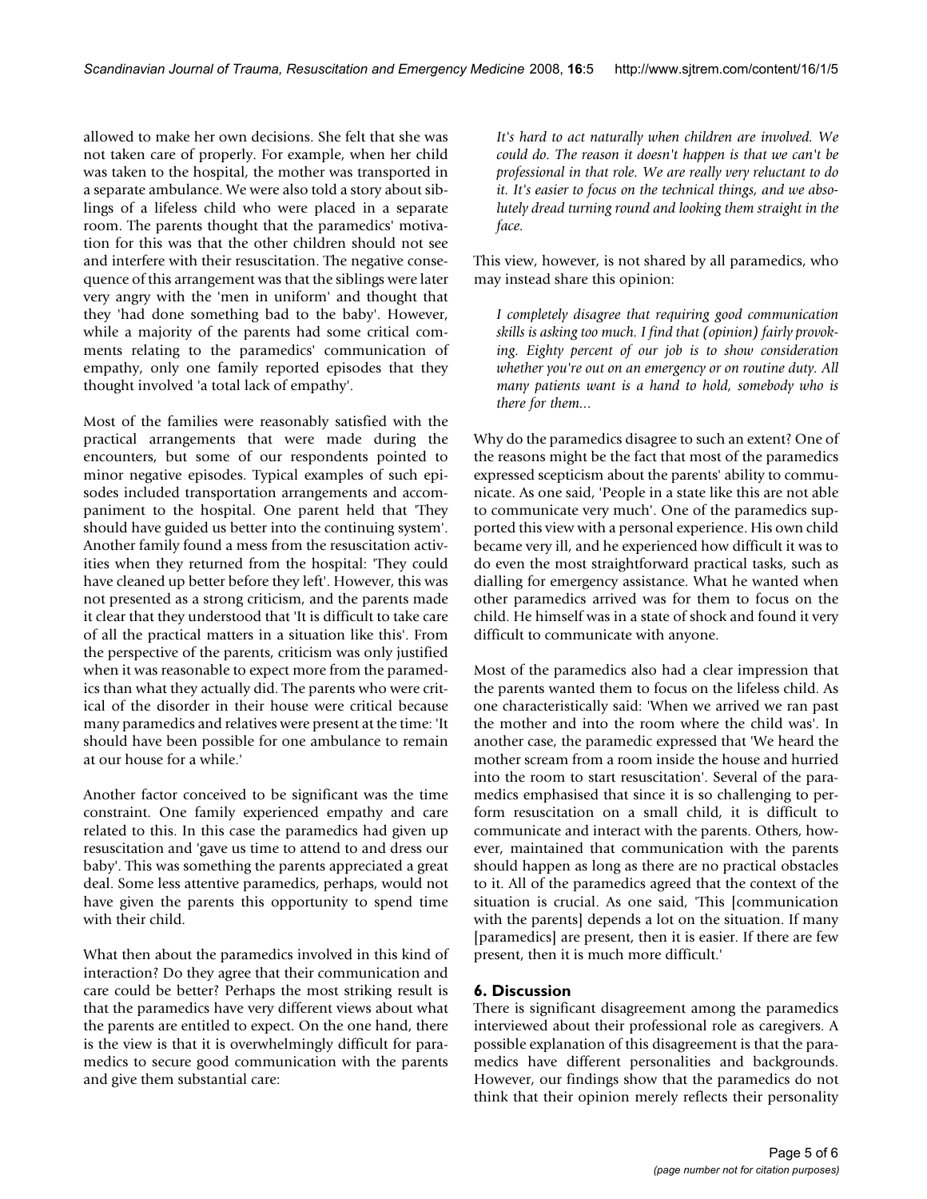allowed to make her own decisions. She felt that she was not taken care of properly. For example, when her child was taken to the hospital, the mother was transported in a separate ambulance. We were also told a story about siblings of a lifeless child who were placed in a separate room. The parents thought that the paramedics' motivation for this was that the other children should not see and interfere with their resuscitation. The negative consequence of this arrangement was that the siblings were later very angry with the 'men in uniform' and thought that they 'had done something bad to the baby'. However, while a majority of the parents had some critical comments relating to the paramedics' communication of empathy, only one family reported episodes that they thought involved 'a total lack of empathy'.

Most of the families were reasonably satisfied with the practical arrangements that were made during the encounters, but some of our respondents pointed to minor negative episodes. Typical examples of such episodes included transportation arrangements and accompaniment to the hospital. One parent held that 'They should have guided us better into the continuing system'. Another family found a mess from the resuscitation activities when they returned from the hospital: 'They could have cleaned up better before they left'. However, this was not presented as a strong criticism, and the parents made it clear that they understood that 'It is difficult to take care of all the practical matters in a situation like this'. From the perspective of the parents, criticism was only justified when it was reasonable to expect more from the paramedics than what they actually did. The parents who were critical of the disorder in their house were critical because many paramedics and relatives were present at the time: 'It should have been possible for one ambulance to remain at our house for a while.'

Another factor conceived to be significant was the time constraint. One family experienced empathy and care related to this. In this case the paramedics had given up resuscitation and 'gave us time to attend to and dress our baby'. This was something the parents appreciated a great deal. Some less attentive paramedics, perhaps, would not have given the parents this opportunity to spend time with their child.

What then about the paramedics involved in this kind of interaction? Do they agree that their communication and care could be better? Perhaps the most striking result is that the paramedics have very different views about what the parents are entitled to expect. On the one hand, there is the view is that it is overwhelmingly difficult for paramedics to secure good communication with the parents and give them substantial care:

> *It's hard to act naturally when children are involved. We could do. The reason it doesn't happen is that we can't be professional in that role. We are really very reluctant to do it. It's easier to focus on the technical things, and we absolutely dread turning round and looking them straight in the face.*

This view, however, is not shared by all paramedics, who may instead share this opinion:

> *I completely disagree that requiring good communication skills is asking too much. I find that (opinion) fairly provoking. Eighty percent of our job is to show consideration whether you're out on an emergency or on routine duty. All many patients want is a hand to hold, somebody who is there for them...*

Why do the paramedics disagree to such an extent? One of the reasons might be the fact that most of the paramedics expressed scepticism about the parents' ability to communicate. As one said, 'People in a state like this are not able to communicate very much'. One of the paramedics supported this view with a personal experience. His own child became very ill, and he experienced how difficult it was to do even the most straightforward practical tasks, such as dialling for emergency assistance. What he wanted when other paramedics arrived was for them to focus on the child. He himself was in a state of shock and found it very difficult to communicate with anyone.

Most of the paramedics also had a clear impression that the parents wanted them to focus on the lifeless child. As one characteristically said: 'When we arrived we ran past the mother and into the room where the child was'. In another case, the paramedic expressed that 'We heard the mother scream from a room inside the house and hurried into the room to start resuscitation'. Several of the paramedics emphasised that since it is so challenging to perform resuscitation on a small child, it is difficult to communicate and interact with the parents. Others, however, maintained that communication with the parents should happen as long as there are no practical obstacles to it. All of the paramedics agreed that the context of the situation is crucial. As one said, 'This [communication with the parents] depends a lot on the situation. If many [paramedics] are present, then it is easier. If there are few present, then it is much more difficult.'

## 6. Discussion

There is significant disagreement among the paramedics interviewed about their professional role as caregivers. A possible explanation of this disagreement is that the paramedics have different personalities and backgrounds. However, our findings show that the paramedics do not think that their opinion merely reflects their personality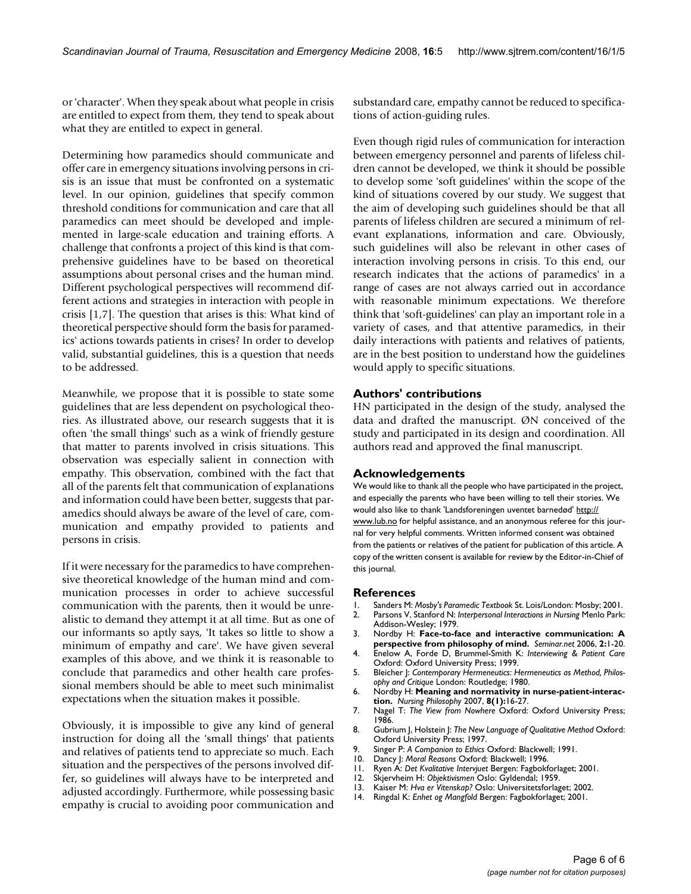or 'character'. When they speak about what people in crisis are entitled to expect from them, they tend to speak about what they are entitled to expect in general.

Determining how paramedics should communicate and offer care in emergency situations involving persons in crisis is an issue that must be confronted on a systematic level. In our opinion, guidelines that specify common threshold conditions for communication and care that all paramedics can meet should be developed and implemented in large-scale education and training efforts. A challenge that confronts a project of this kind is that comprehensive guidelines have to be based on theoretical assumptions about personal crises and the human mind. Different psychological perspectives will recommend different actions and strategies in interaction with people in crisis [1,7]. The question that arises is this: What kind of theoretical perspective should form the basis for paramedics' actions towards patients in crises? In order to develop valid, substantial guidelines, this is a question that needs to be addressed.

Meanwhile, we propose that it is possible to state some guidelines that are less dependent on psychological theories. As illustrated above, our research suggests that it is often 'the small things' such as a wink of friendly gesture that matter to parents involved in crisis situations. This observation was especially salient in connection with empathy. This observation, combined with the fact that all of the parents felt that communication of explanations and information could have been better, suggests that paramedics should always be aware of the level of care, communication and empathy provided to patients and persons in crisis.

If it were necessary for the paramedics to have comprehensive theoretical knowledge of the human mind and communication processes in order to achieve successful communication with the parents, then it would be unrealistic to demand they attempt it at all time. But as one of our informants so aptly says, 'It takes so little to show a minimum of empathy and care'. We have given several examples of this above, and we think it is reasonable to conclude that paramedics and other health care professional members should be able to meet such minimalist expectations when the situation makes it possible.

Obviously, it is impossible to give any kind of general instruction for doing all the 'small things' that patients and relatives of patients tend to appreciate so much. Each situation and the perspectives of the persons involved differ, so guidelines will always have to be interpreted and adjusted accordingly. Furthermore, while possessing basic empathy is crucial to avoiding poor communication and substandard care, empathy cannot be reduced to specifications of action-guiding rules.

Even though rigid rules of communication for interaction between emergency personnel and parents of lifeless children cannot be developed, we think it should be possible to develop some 'soft guidelines' within the scope of the kind of situations covered by our study. We suggest that the aim of developing such guidelines should be that all parents of lifeless children are secured a minimum of relevant explanations, information and care. Obviously, such guidelines will also be relevant in other cases of interaction involving persons in crisis. To this end, our research indicates that the actions of paramedics' in a range of cases are not always carried out in accordance with reasonable minimum expectations. We therefore think that 'soft-guidelines' can play an important role in a variety of cases, and that attentive paramedics, in their daily interactions with patients and relatives of patients, are in the best position to understand how the guidelines would apply to specific situations.

## Authors' contributions

HN participated in the design of the study, analysed the data and drafted the manuscript. ØN conceived of the study and participated in its design and coordination. All authors read and approved the final manuscript.

## Acknowledgements

We would like to thank all the people who have participated in the project, and especially the parents who have been willing to tell their stories. We would also like to thank 'Landsforeningen uventet barnedød' http://www.lub.no for helpful assistance, and an anonymous referee for this journal for very helpful comments. Written informed consent was obtained from the patients or relatives of the patient for publication of this article. A copy of the written consent is available for review by the Editor-in-Chief of this journal.

## References

1. Sanders M: *Mosby's Paramedic Textbook* St. Lois/London: Mosby; 2001.
2. Parsons V, Stanford N: *Interpersonal Interactions in Nursing* Menlo Park: Addison-Wesley; 1979.
3. Nordby H: **Face-to-face and interactive communication: A perspective from philosophy of mind.** *Seminar.net* 2006, **2:**1-20.
4. Enelow A, Forde D, Brummel-Smith K: *Interviewing & Patient Care* Oxford: Oxford University Press; 1999.
5. Bleicher J: *Contemporary Hermeneutics: Hermeneutics as Method, Philosophy and Critique* London: Routledge; 1980.
6. Nordby H: **Meaning and normativity in nurse-patient-interaction.** *Nursing Philosophy* 2007, **8(1):**16-27.
7. Nagel T: *The View from Nowhere* Oxford: Oxford University Press; 1986.
8. Gubrium J, Holstein J: *The New Language of Qualitative Method* Oxford: Oxford University Press; 1997.
9. Singer P: *A Companion to Ethics* Oxford: Blackwell; 1991.
10. Dancy J: *Moral Reasons* Oxford: Blackwell; 1996.
11. Ryen A: *Det Kvalitative Intervjuet* Bergen: Fagbokforlaget; 2001.
12. Skjervheim H: *Objektivismen* Oslo: Gyldendal; 1959.
13. Kaiser M: *Hva er Vitenskap?* Oslo: Universitetsforlaget; 2002.
14. Ringdal K: *Enhet og Mangfold* Bergen: Fagbokforlaget; 2001.